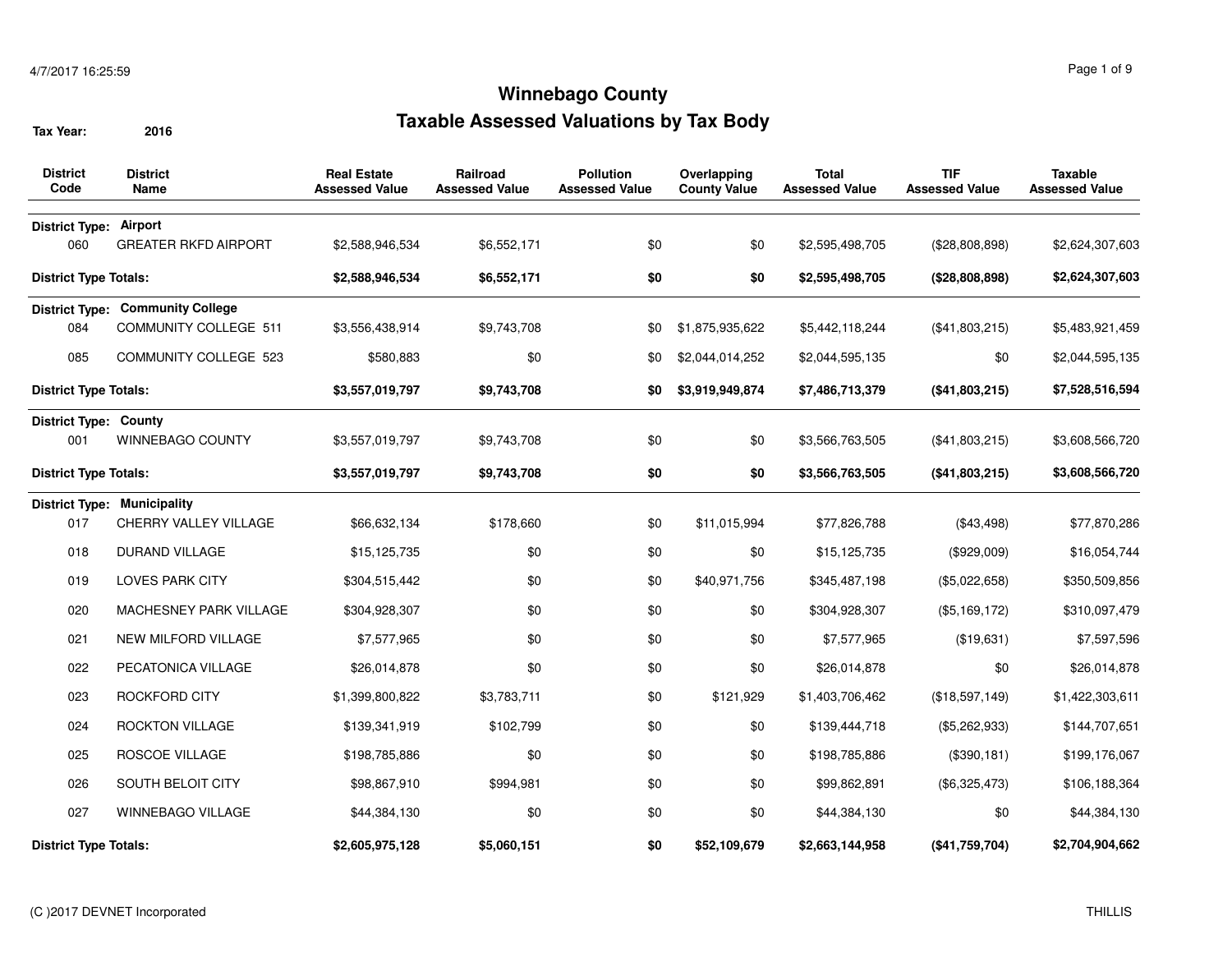# Winnebago County

## Taxable Assessed Valuations by Tax Body

**Tax Year:** 2016

| District Code | District Name | Real Estate Assessed Value | Railroad Assessed Value | Pollution Assessed Value | Overlapping County Value | Total Assessed Value | TIF Assessed Value | Taxable Assessed Value |
|---|---|---|---|---|---|---|---|---|
| **District Type:** | **Airport** | | | | | | | |
| 060 | GREATER RKFD AIRPORT | $2,588,946,534 | $6,552,171 | $0 | $0 | $2,595,498,705 | ($28,808,898) | $2,624,307,603 |
| **District Type Totals:** | | **$2,588,946,534** | **$6,552,171** | **$0** | **$0** | **$2,595,498,705** | **($28,808,898)** | **$2,624,307,603** |
| **District Type:** | **Community College** | | | | | | | |
| 084 | COMMUNITY COLLEGE 511 | $3,556,438,914 | $9,743,708 | $0 | $1,875,935,622 | $5,442,118,244 | ($41,803,215) | $5,483,921,459 |
| 085 | COMMUNITY COLLEGE 523 | $580,883 | $0 | $0 | $2,044,014,252 | $2,044,595,135 | $0 | $2,044,595,135 |
| **District Type Totals:** | | **$3,557,019,797** | **$9,743,708** | **$0** | **$3,919,949,874** | **$7,486,713,379** | **($41,803,215)** | **$7,528,516,594** |
| **District Type:** | **County** | | | | | | | |
| 001 | WINNEBAGO COUNTY | $3,557,019,797 | $9,743,708 | $0 | $0 | $3,566,763,505 | ($41,803,215) | $3,608,566,720 |
| **District Type Totals:** | | **$3,557,019,797** | **$9,743,708** | **$0** | **$0** | **$3,566,763,505** | **($41,803,215)** | **$3,608,566,720** |
| **District Type:** | **Municipality** | | | | | | | |
| 017 | CHERRY VALLEY VILLAGE | $66,632,134 | $178,660 | $0 | $11,015,994 | $77,826,788 | ($43,498) | $77,870,286 |
| 018 | DURAND VILLAGE | $15,125,735 | $0 | $0 | $0 | $15,125,735 | ($929,009) | $16,054,744 |
| 019 | LOVES PARK CITY | $304,515,442 | $0 | $0 | $40,971,756 | $345,487,198 | ($5,022,658) | $350,509,856 |
| 020 | MACHESNEY PARK VILLAGE | $304,928,307 | $0 | $0 | $0 | $304,928,307 | ($5,169,172) | $310,097,479 |
| 021 | NEW MILFORD VILLAGE | $7,577,965 | $0 | $0 | $0 | $7,577,965 | ($19,631) | $7,597,596 |
| 022 | PECATONICA VILLAGE | $26,014,878 | $0 | $0 | $0 | $26,014,878 | $0 | $26,014,878 |
| 023 | ROCKFORD CITY | $1,399,800,822 | $3,783,711 | $0 | $121,929 | $1,403,706,462 | ($18,597,149) | $1,422,303,611 |
| 024 | ROCKTON VILLAGE | $139,341,919 | $102,799 | $0 | $0 | $139,444,718 | ($5,262,933) | $144,707,651 |
| 025 | ROSCOE VILLAGE | $198,785,886 | $0 | $0 | $0 | $198,785,886 | ($390,181) | $199,176,067 |
| 026 | SOUTH BELOIT CITY | $98,867,910 | $994,981 | $0 | $0 | $99,862,891 | ($6,325,473) | $106,188,364 |
| 027 | WINNEBAGO VILLAGE | $44,384,130 | $0 | $0 | $0 | $44,384,130 | $0 | $44,384,130 |
| **District Type Totals:** | | **$2,605,975,128** | **$5,060,151** | **$0** | **$52,109,679** | **$2,663,144,958** | **($41,759,704)** | **$2,704,904,662** |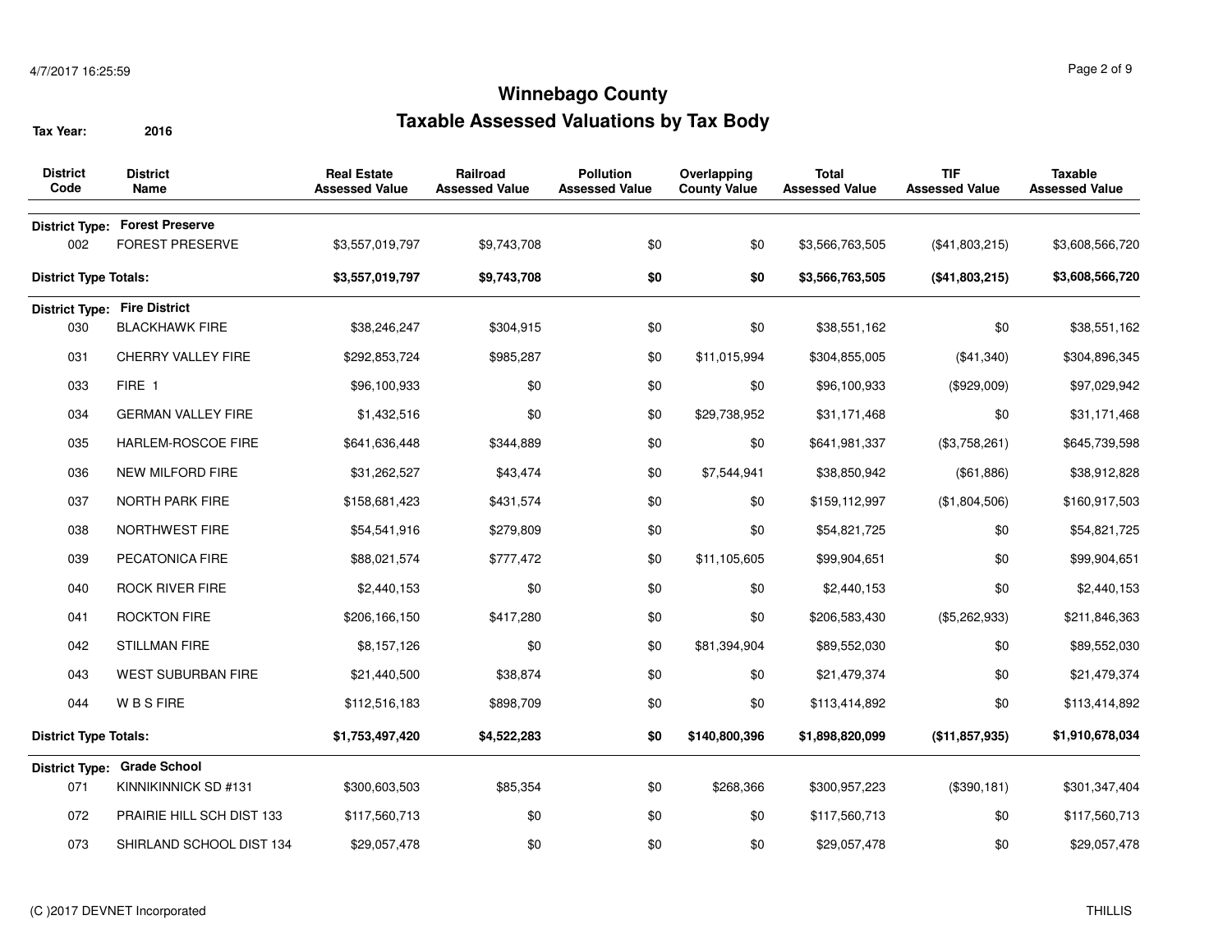# Winnebago County

## Taxable Assessed Valuations by Tax Body

**Tax Year:** 2016

| District Code | District Name | Real Estate Assessed Value | Railroad Assessed Value | Pollution Assessed Value | Overlapping County Value | Total Assessed Value | TIF Assessed Value | Taxable Assessed Value |
|---|---|---|---|---|---|---|---|---|
| **District Type:** | **Forest Preserve** | | | | | | | |
| 002 | FOREST PRESERVE | $3,557,019,797 | $9,743,708 | $0 | $0 | $3,566,763,505 | ($41,803,215) | $3,608,566,720 |
| **District Type Totals:** | | **$3,557,019,797** | **$9,743,708** | **$0** | **$0** | **$3,566,763,505** | **($41,803,215)** | **$3,608,566,720** |
| **District Type:** | **Fire District** | | | | | | | |
| 030 | BLACKHAWK FIRE | $38,246,247 | $304,915 | $0 | $0 | $38,551,162 | $0 | $38,551,162 |
| 031 | CHERRY VALLEY FIRE | $292,853,724 | $985,287 | $0 | $11,015,994 | $304,855,005 | ($41,340) | $304,896,345 |
| 033 | FIRE 1 | $96,100,933 | $0 | $0 | $0 | $96,100,933 | ($929,009) | $97,029,942 |
| 034 | GERMAN VALLEY FIRE | $1,432,516 | $0 | $0 | $29,738,952 | $31,171,468 | $0 | $31,171,468 |
| 035 | HARLEM-ROSCOE FIRE | $641,636,448 | $344,889 | $0 | $0 | $641,981,337 | ($3,758,261) | $645,739,598 |
| 036 | NEW MILFORD FIRE | $31,262,527 | $43,474 | $0 | $7,544,941 | $38,850,942 | ($61,886) | $38,912,828 |
| 037 | NORTH PARK FIRE | $158,681,423 | $431,574 | $0 | $0 | $159,112,997 | ($1,804,506) | $160,917,503 |
| 038 | NORTHWEST FIRE | $54,541,916 | $279,809 | $0 | $0 | $54,821,725 | $0 | $54,821,725 |
| 039 | PECATONICA FIRE | $88,021,574 | $777,472 | $0 | $11,105,605 | $99,904,651 | $0 | $99,904,651 |
| 040 | ROCK RIVER FIRE | $2,440,153 | $0 | $0 | $0 | $2,440,153 | $0 | $2,440,153 |
| 041 | ROCKTON FIRE | $206,166,150 | $417,280 | $0 | $0 | $206,583,430 | ($5,262,933) | $211,846,363 |
| 042 | STILLMAN FIRE | $8,157,126 | $0 | $0 | $81,394,904 | $89,552,030 | $0 | $89,552,030 |
| 043 | WEST SUBURBAN FIRE | $21,440,500 | $38,874 | $0 | $0 | $21,479,374 | $0 | $21,479,374 |
| 044 | W B S FIRE | $112,516,183 | $898,709 | $0 | $0 | $113,414,892 | $0 | $113,414,892 |
| **District Type Totals:** | | **$1,753,497,420** | **$4,522,283** | **$0** | **$140,800,396** | **$1,898,820,099** | **($11,857,935)** | **$1,910,678,034** |
| **District Type:** | **Grade School** | | | | | | | |
| 071 | KINNIKINNICK SD #131 | $300,603,503 | $85,354 | $0 | $268,366 | $300,957,223 | ($390,181) | $301,347,404 |
| 072 | PRAIRIE HILL SCH DIST 133 | $117,560,713 | $0 | $0 | $0 | $117,560,713 | $0 | $117,560,713 |
| 073 | SHIRLAND SCHOOL DIST 134 | $29,057,478 | $0 | $0 | $0 | $29,057,478 | $0 | $29,057,478 |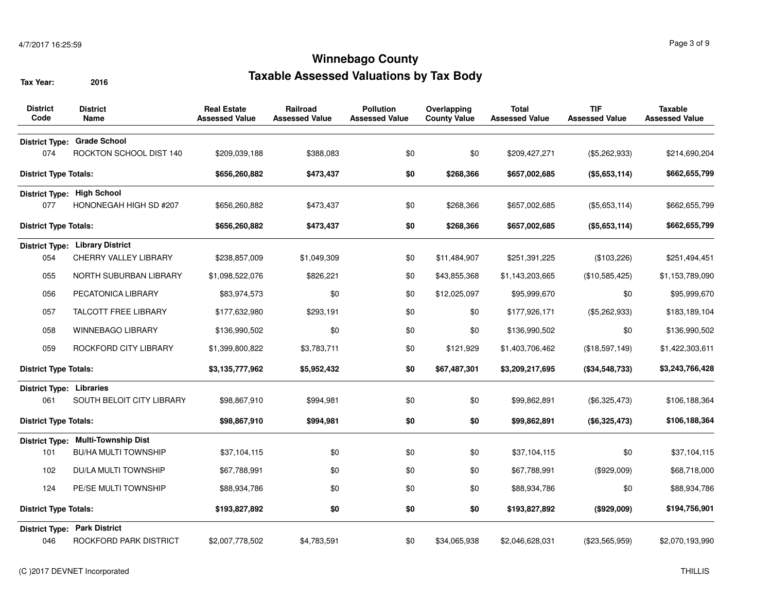# Winnebago County

## Taxable Assessed Valuations by Tax Body

**Tax Year:** 2016

| District Code | District Name | Real Estate Assessed Value | Railroad Assessed Value | Pollution Assessed Value | Overlapping County Value | Total Assessed Value | TIF Assessed Value | Taxable Assessed Value |
|---|---|---|---|---|---|---|---|---|
| **District Type:** | **Grade School** | | | | | | | |
| 074 | ROCKTON SCHOOL DIST 140 | $209,039,188 | $388,083 | $0 | $0 | $209,427,271 | ($5,262,933) | $214,690,204 |
| **District Type Totals:** | | **$656,260,882** | **$473,437** | **$0** | **$268,366** | **$657,002,685** | **($5,653,114)** | **$662,655,799** |
| **District Type:** | **High School** | | | | | | | |
| 077 | HONONEGAH HIGH SD #207 | $656,260,882 | $473,437 | $0 | $268,366 | $657,002,685 | ($5,653,114) | $662,655,799 |
| **District Type Totals:** | | **$656,260,882** | **$473,437** | **$0** | **$268,366** | **$657,002,685** | **($5,653,114)** | **$662,655,799** |
| **District Type:** | **Library District** | | | | | | | |
| 054 | CHERRY VALLEY LIBRARY | $238,857,009 | $1,049,309 | $0 | $11,484,907 | $251,391,225 | ($103,226) | $251,494,451 |
| 055 | NORTH SUBURBAN LIBRARY | $1,098,522,076 | $826,221 | $0 | $43,855,368 | $1,143,203,665 | ($10,585,425) | $1,153,789,090 |
| 056 | PECATONICA LIBRARY | $83,974,573 | $0 | $0 | $12,025,097 | $95,999,670 | $0 | $95,999,670 |
| 057 | TALCOTT FREE LIBRARY | $177,632,980 | $293,191 | $0 | $0 | $177,926,171 | ($5,262,933) | $183,189,104 |
| 058 | WINNEBAGO LIBRARY | $136,990,502 | $0 | $0 | $0 | $136,990,502 | $0 | $136,990,502 |
| 059 | ROCKFORD CITY LIBRARY | $1,399,800,822 | $3,783,711 | $0 | $121,929 | $1,403,706,462 | ($18,597,149) | $1,422,303,611 |
| **District Type Totals:** | | **$3,135,777,962** | **$5,952,432** | **$0** | **$67,487,301** | **$3,209,217,695** | **($34,548,733)** | **$3,243,766,428** |
| **District Type:** | **Libraries** | | | | | | | |
| 061 | SOUTH BELOIT CITY LIBRARY | $98,867,910 | $994,981 | $0 | $0 | $99,862,891 | ($6,325,473) | $106,188,364 |
| **District Type Totals:** | | **$98,867,910** | **$994,981** | **$0** | **$0** | **$99,862,891** | **($6,325,473)** | **$106,188,364** |
| **District Type:** | **Multi-Township Dist** | | | | | | | |
| 101 | BU/HA MULTI TOWNSHIP | $37,104,115 | $0 | $0 | $0 | $37,104,115 | $0 | $37,104,115 |
| 102 | DU/LA MULTI TOWNSHIP | $67,788,991 | $0 | $0 | $0 | $67,788,991 | ($929,009) | $68,718,000 |
| 124 | PE/SE MULTI TOWNSHIP | $88,934,786 | $0 | $0 | $0 | $88,934,786 | $0 | $88,934,786 |
| **District Type Totals:** | | **$193,827,892** | **$0** | **$0** | **$0** | **$193,827,892** | **($929,009)** | **$194,756,901** |
| **District Type:** | **Park District** | | | | | | | |
| 046 | ROCKFORD PARK DISTRICT | $2,007,778,502 | $4,783,591 | $0 | $34,065,938 | $2,046,628,031 | ($23,565,959) | $2,070,193,990 |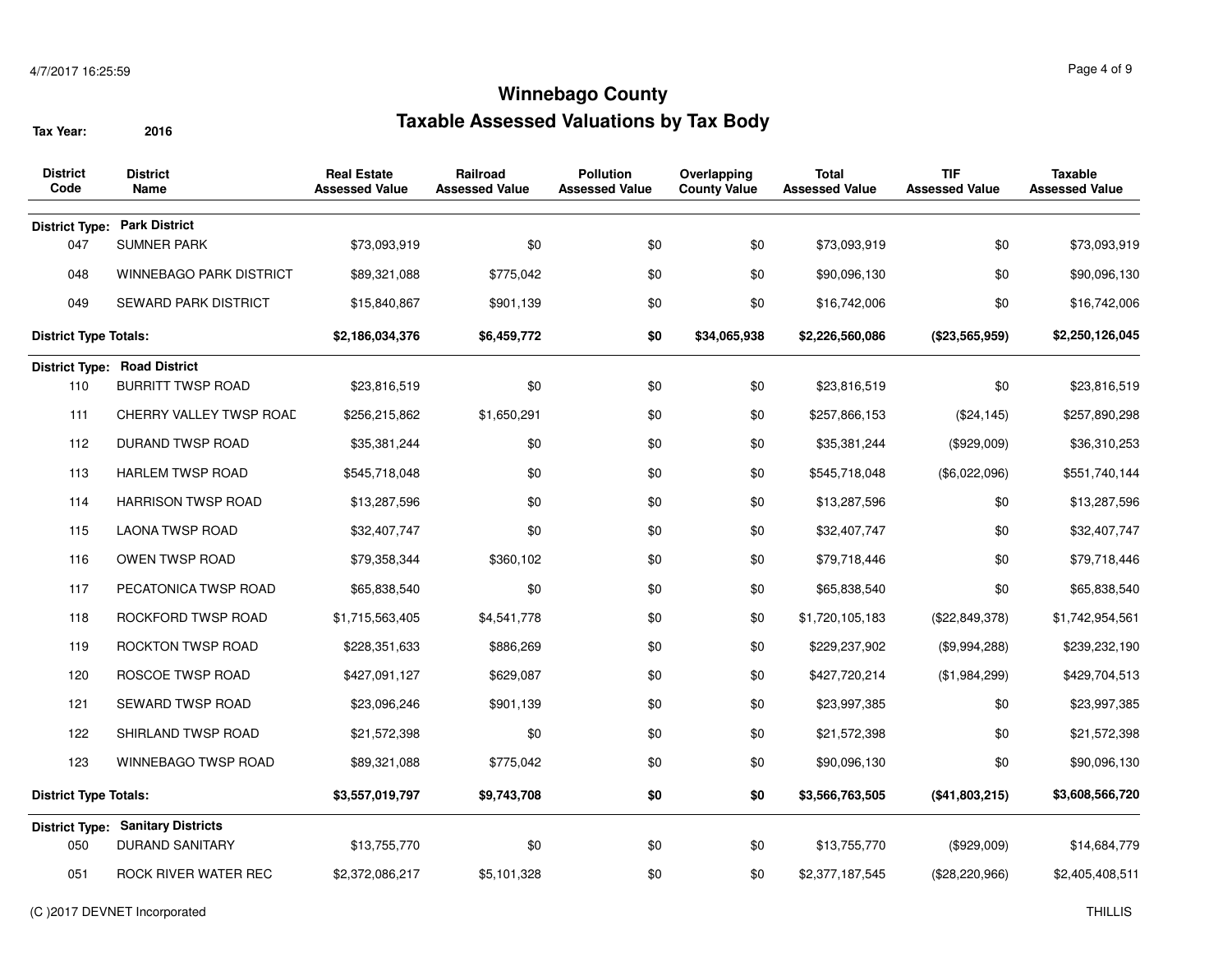# Winnebago County

## Taxable Assessed Valuations by Tax Body

**Tax Year:** 2016

| District Code | District Name | Real Estate Assessed Value | Railroad Assessed Value | Pollution Assessed Value | Overlapping County Value | Total Assessed Value | TIF Assessed Value | Taxable Assessed Value |
|---|---|---|---|---|---|---|---|---|
| **District Type:** | **Park District** | | | | | | | |
| 047 | SUMNER PARK | $73,093,919 | $0 | $0 | $0 | $73,093,919 | $0 | $73,093,919 |
| 048 | WINNEBAGO PARK DISTRICT | $89,321,088 | $775,042 | $0 | $0 | $90,096,130 | $0 | $90,096,130 |
| 049 | SEWARD PARK DISTRICT | $15,840,867 | $901,139 | $0 | $0 | $16,742,006 | $0 | $16,742,006 |
| **District Type Totals:** | | **$2,186,034,376** | **$6,459,772** | **$0** | **$34,065,938** | **$2,226,560,086** | **($23,565,959)** | **$2,250,126,045** |
| **District Type:** | **Road District** | | | | | | | |
| 110 | BURRITT TWSP ROAD | $23,816,519 | $0 | $0 | $0 | $23,816,519 | $0 | $23,816,519 |
| 111 | CHERRY VALLEY TWSP ROAD | $256,215,862 | $1,650,291 | $0 | $0 | $257,866,153 | ($24,145) | $257,890,298 |
| 112 | DURAND TWSP ROAD | $35,381,244 | $0 | $0 | $0 | $35,381,244 | ($929,009) | $36,310,253 |
| 113 | HARLEM TWSP ROAD | $545,718,048 | $0 | $0 | $0 | $545,718,048 | ($6,022,096) | $551,740,144 |
| 114 | HARRISON TWSP ROAD | $13,287,596 | $0 | $0 | $0 | $13,287,596 | $0 | $13,287,596 |
| 115 | LAONA TWSP ROAD | $32,407,747 | $0 | $0 | $0 | $32,407,747 | $0 | $32,407,747 |
| 116 | OWEN TWSP ROAD | $79,358,344 | $360,102 | $0 | $0 | $79,718,446 | $0 | $79,718,446 |
| 117 | PECATONICA TWSP ROAD | $65,838,540 | $0 | $0 | $0 | $65,838,540 | $0 | $65,838,540 |
| 118 | ROCKFORD TWSP ROAD | $1,715,563,405 | $4,541,778 | $0 | $0 | $1,720,105,183 | ($22,849,378) | $1,742,954,561 |
| 119 | ROCKTON TWSP ROAD | $228,351,633 | $886,269 | $0 | $0 | $229,237,902 | ($9,994,288) | $239,232,190 |
| 120 | ROSCOE TWSP ROAD | $427,091,127 | $629,087 | $0 | $0 | $427,720,214 | ($1,984,299) | $429,704,513 |
| 121 | SEWARD TWSP ROAD | $23,096,246 | $901,139 | $0 | $0 | $23,997,385 | $0 | $23,997,385 |
| 122 | SHIRLAND TWSP ROAD | $21,572,398 | $0 | $0 | $0 | $21,572,398 | $0 | $21,572,398 |
| 123 | WINNEBAGO TWSP ROAD | $89,321,088 | $775,042 | $0 | $0 | $90,096,130 | $0 | $90,096,130 |
| **District Type Totals:** | | **$3,557,019,797** | **$9,743,708** | **$0** | **$0** | **$3,566,763,505** | **($41,803,215)** | **$3,608,566,720** |
| **District Type:** | **Sanitary Districts** | | | | | | | |
| 050 | DURAND SANITARY | $13,755,770 | $0 | $0 | $0 | $13,755,770 | ($929,009) | $14,684,779 |
| 051 | ROCK RIVER WATER REC | $2,372,086,217 | $5,101,328 | $0 | $0 | $2,377,187,545 | ($28,220,966) | $2,405,408,511 |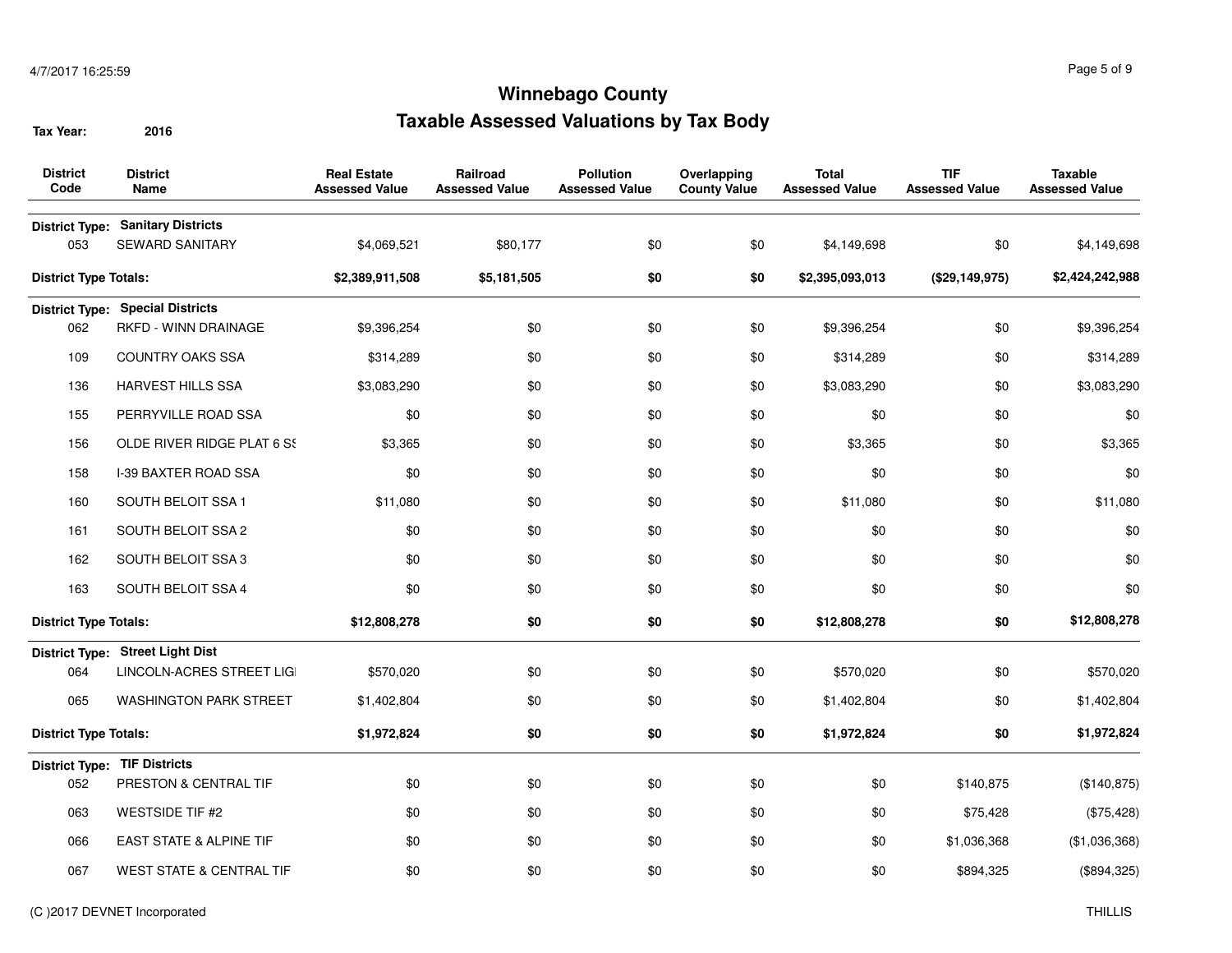# Winnebago County

## Taxable Assessed Valuations by Tax Body

**Tax Year:** 2016

| District Code | District Name | Real Estate Assessed Value | Railroad Assessed Value | Pollution Assessed Value | Overlapping County Value | Total Assessed Value | TIF Assessed Value | Taxable Assessed Value |
|---|---|---|---|---|---|---|---|---|
| **District Type:** | **Sanitary Districts** | | | | | | | |
| 053 | SEWARD SANITARY | $4,069,521 | $80,177 | $0 | $0 | $4,149,698 | $0 | $4,149,698 |
| **District Type Totals:** | | **$2,389,911,508** | **$5,181,505** | **$0** | **$0** | **$2,395,093,013** | **($29,149,975)** | **$2,424,242,988** |
| **District Type:** | **Special Districts** | | | | | | | |
| 062 | RKFD - WINN DRAINAGE | $9,396,254 | $0 | $0 | $0 | $9,396,254 | $0 | $9,396,254 |
| 109 | COUNTRY OAKS SSA | $314,289 | $0 | $0 | $0 | $314,289 | $0 | $314,289 |
| 136 | HARVEST HILLS SSA | $3,083,290 | $0 | $0 | $0 | $3,083,290 | $0 | $3,083,290 |
| 155 | PERRYVILLE ROAD SSA | $0 | $0 | $0 | $0 | $0 | $0 | $0 |
| 156 | OLDE RIVER RIDGE PLAT 6 SS | $3,365 | $0 | $0 | $0 | $3,365 | $0 | $3,365 |
| 158 | I-39 BAXTER ROAD SSA | $0 | $0 | $0 | $0 | $0 | $0 | $0 |
| 160 | SOUTH BELOIT SSA 1 | $11,080 | $0 | $0 | $0 | $11,080 | $0 | $11,080 |
| 161 | SOUTH BELOIT SSA 2 | $0 | $0 | $0 | $0 | $0 | $0 | $0 |
| 162 | SOUTH BELOIT SSA 3 | $0 | $0 | $0 | $0 | $0 | $0 | $0 |
| 163 | SOUTH BELOIT SSA 4 | $0 | $0 | $0 | $0 | $0 | $0 | $0 |
| **District Type Totals:** | | **$12,808,278** | **$0** | **$0** | **$0** | **$12,808,278** | **$0** | **$12,808,278** |
| **District Type:** | **Street Light Dist** | | | | | | | |
| 064 | LINCOLN-ACRES STREET LIGI | $570,020 | $0 | $0 | $0 | $570,020 | $0 | $570,020 |
| 065 | WASHINGTON PARK STREET | $1,402,804 | $0 | $0 | $0 | $1,402,804 | $0 | $1,402,804 |
| **District Type Totals:** | | **$1,972,824** | **$0** | **$0** | **$0** | **$1,972,824** | **$0** | **$1,972,824** |
| **District Type:** | **TIF Districts** | | | | | | | |
| 052 | PRESTON & CENTRAL TIF | $0 | $0 | $0 | $0 | $0 | $140,875 | ($140,875) |
| 063 | WESTSIDE TIF #2 | $0 | $0 | $0 | $0 | $0 | $75,428 | ($75,428) |
| 066 | EAST STATE & ALPINE TIF | $0 | $0 | $0 | $0 | $0 | $1,036,368 | ($1,036,368) |
| 067 | WEST STATE & CENTRAL TIF | $0 | $0 | $0 | $0 | $0 | $894,325 | ($894,325) |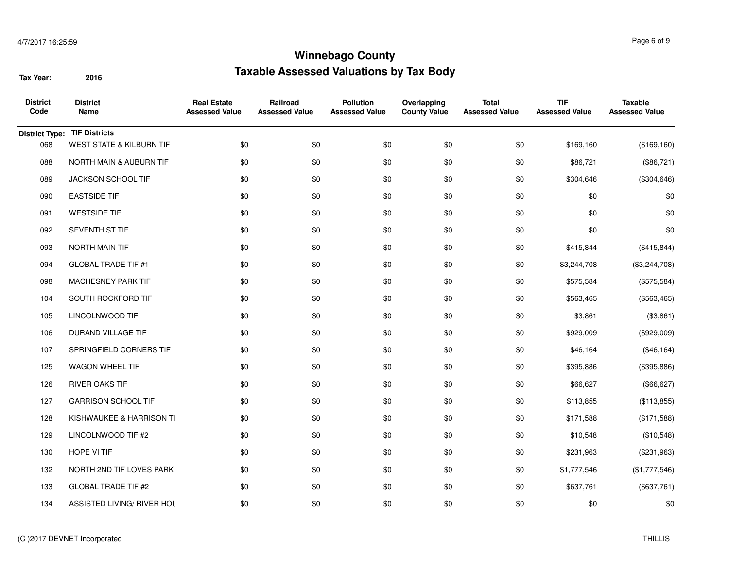# Winnebago County

## Taxable Assessed Valuations by Tax Body

**Tax Year:** 2016

| District Code | District Name | Real Estate Assessed Value | Railroad Assessed Value | Pollution Assessed Value | Overlapping County Value | Total Assessed Value | TIF Assessed Value | Taxable Assessed Value |
|---|---|---|---|---|---|---|---|---|
| **District Type:** | **TIF Districts** | | | | | | | |
| 068 | WEST STATE & KILBURN TIF | $0 | $0 | $0 | $0 | $0 | $169,160 | ($169,160) |
| 088 | NORTH MAIN & AUBURN TIF | $0 | $0 | $0 | $0 | $0 | $86,721 | ($86,721) |
| 089 | JACKSON SCHOOL TIF | $0 | $0 | $0 | $0 | $0 | $304,646 | ($304,646) |
| 090 | EASTSIDE TIF | $0 | $0 | $0 | $0 | $0 | $0 | $0 |
| 091 | WESTSIDE TIF | $0 | $0 | $0 | $0 | $0 | $0 | $0 |
| 092 | SEVENTH ST TIF | $0 | $0 | $0 | $0 | $0 | $0 | $0 |
| 093 | NORTH MAIN TIF | $0 | $0 | $0 | $0 | $0 | $415,844 | ($415,844) |
| 094 | GLOBAL TRADE TIF #1 | $0 | $0 | $0 | $0 | $0 | $3,244,708 | ($3,244,708) |
| 098 | MACHESNEY PARK TIF | $0 | $0 | $0 | $0 | $0 | $575,584 | ($575,584) |
| 104 | SOUTH ROCKFORD TIF | $0 | $0 | $0 | $0 | $0 | $563,465 | ($563,465) |
| 105 | LINCOLNWOOD TIF | $0 | $0 | $0 | $0 | $0 | $3,861 | ($3,861) |
| 106 | DURAND VILLAGE TIF | $0 | $0 | $0 | $0 | $0 | $929,009 | ($929,009) |
| 107 | SPRINGFIELD CORNERS TIF | $0 | $0 | $0 | $0 | $0 | $46,164 | ($46,164) |
| 125 | WAGON WHEEL TIF | $0 | $0 | $0 | $0 | $0 | $395,886 | ($395,886) |
| 126 | RIVER OAKS TIF | $0 | $0 | $0 | $0 | $0 | $66,627 | ($66,627) |
| 127 | GARRISON SCHOOL TIF | $0 | $0 | $0 | $0 | $0 | $113,855 | ($113,855) |
| 128 | KISHWAUKEE & HARRISON TI | $0 | $0 | $0 | $0 | $0 | $171,588 | ($171,588) |
| 129 | LINCOLNWOOD TIF #2 | $0 | $0 | $0 | $0 | $0 | $10,548 | ($10,548) |
| 130 | HOPE VI TIF | $0 | $0 | $0 | $0 | $0 | $231,963 | ($231,963) |
| 132 | NORTH 2ND TIF LOVES PARK | $0 | $0 | $0 | $0 | $0 | $1,777,546 | ($1,777,546) |
| 133 | GLOBAL TRADE TIF #2 | $0 | $0 | $0 | $0 | $0 | $637,761 | ($637,761) |
| 134 | ASSISTED LIVING/ RIVER HOL | $0 | $0 | $0 | $0 | $0 | $0 | $0 |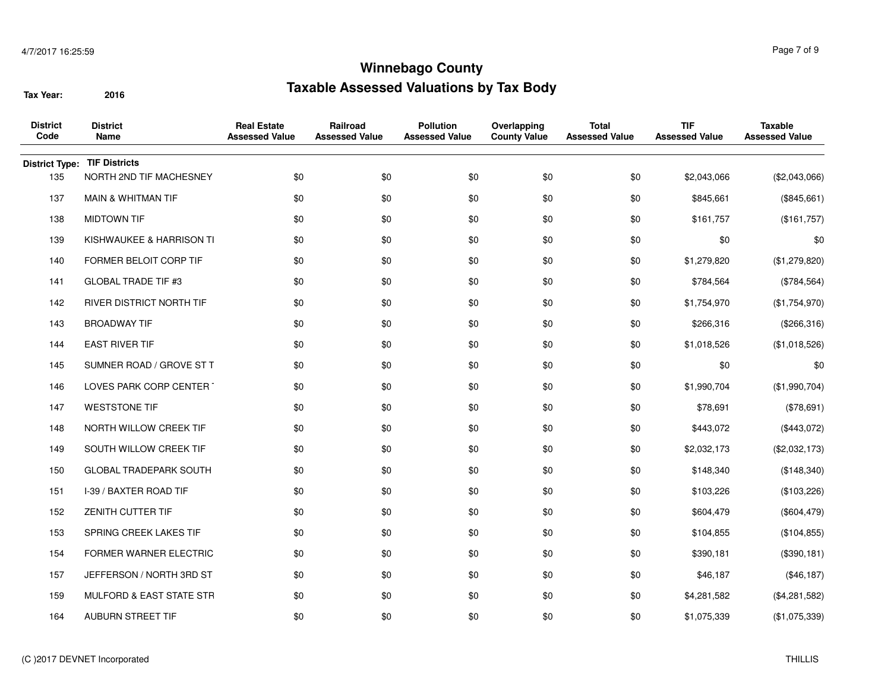# Winnebago County

## Taxable Assessed Valuations by Tax Body

**Tax Year:** 2016

| District Code | District Name | Real Estate Assessed Value | Railroad Assessed Value | Pollution Assessed Value | Overlapping County Value | Total Assessed Value | TIF Assessed Value | Taxable Assessed Value |
|---|---|---|---|---|---|---|---|---|
| **District Type:** | **TIF Districts** | | | | | | | |
| 135 | NORTH 2ND TIF MACHESNEY | $0 | $0 | $0 | $0 | $0 | $2,043,066 | ($2,043,066) |
| 137 | MAIN & WHITMAN TIF | $0 | $0 | $0 | $0 | $0 | $845,661 | ($845,661) |
| 138 | MIDTOWN TIF | $0 | $0 | $0 | $0 | $0 | $161,757 | ($161,757) |
| 139 | KISHWAUKEE & HARRISON TI | $0 | $0 | $0 | $0 | $0 | $0 | $0 |
| 140 | FORMER BELOIT CORP TIF | $0 | $0 | $0 | $0 | $0 | $1,279,820 | ($1,279,820) |
| 141 | GLOBAL TRADE TIF #3 | $0 | $0 | $0 | $0 | $0 | $784,564 | ($784,564) |
| 142 | RIVER DISTRICT NORTH TIF | $0 | $0 | $0 | $0 | $0 | $1,754,970 | ($1,754,970) |
| 143 | BROADWAY TIF | $0 | $0 | $0 | $0 | $0 | $266,316 | ($266,316) |
| 144 | EAST RIVER TIF | $0 | $0 | $0 | $0 | $0 | $1,018,526 | ($1,018,526) |
| 145 | SUMNER ROAD / GROVE ST T | $0 | $0 | $0 | $0 | $0 | $0 | $0 |
| 146 | LOVES PARK CORP CENTER T | $0 | $0 | $0 | $0 | $0 | $1,990,704 | ($1,990,704) |
| 147 | WESTSTONE TIF | $0 | $0 | $0 | $0 | $0 | $78,691 | ($78,691) |
| 148 | NORTH WILLOW CREEK TIF | $0 | $0 | $0 | $0 | $0 | $443,072 | ($443,072) |
| 149 | SOUTH WILLOW CREEK TIF | $0 | $0 | $0 | $0 | $0 | $2,032,173 | ($2,032,173) |
| 150 | GLOBAL TRADEPARK SOUTH | $0 | $0 | $0 | $0 | $0 | $148,340 | ($148,340) |
| 151 | I-39 / BAXTER ROAD TIF | $0 | $0 | $0 | $0 | $0 | $103,226 | ($103,226) |
| 152 | ZENITH CUTTER TIF | $0 | $0 | $0 | $0 | $0 | $604,479 | ($604,479) |
| 153 | SPRING CREEK LAKES TIF | $0 | $0 | $0 | $0 | $0 | $104,855 | ($104,855) |
| 154 | FORMER WARNER ELECTRIC | $0 | $0 | $0 | $0 | $0 | $390,181 | ($390,181) |
| 157 | JEFFERSON / NORTH 3RD ST | $0 | $0 | $0 | $0 | $0 | $46,187 | ($46,187) |
| 159 | MULFORD & EAST STATE STR | $0 | $0 | $0 | $0 | $0 | $4,281,582 | ($4,281,582) |
| 164 | AUBURN STREET TIF | $0 | $0 | $0 | $0 | $0 | $1,075,339 | ($1,075,339) |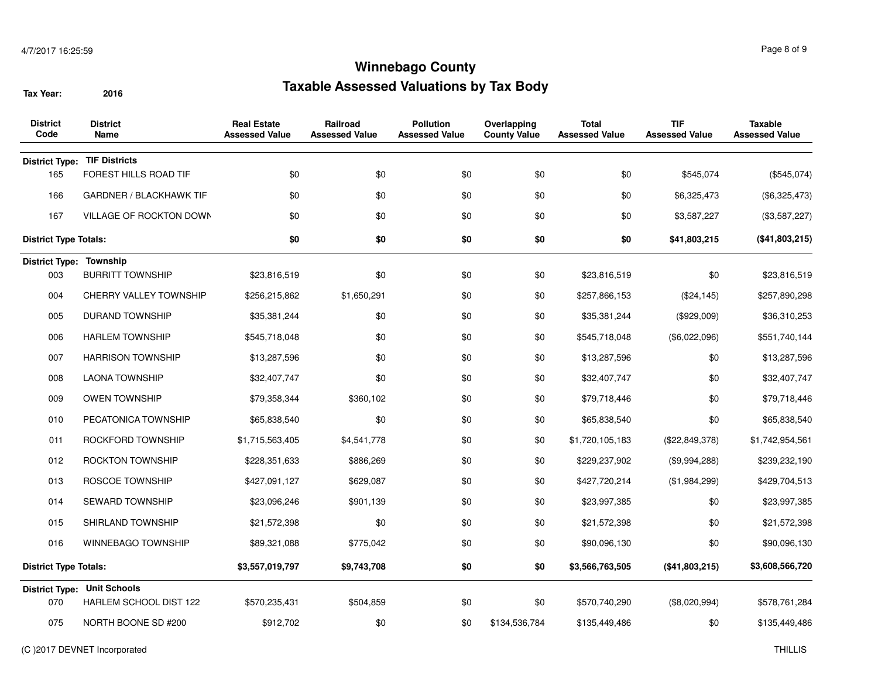# Winnebago County

## Taxable Assessed Valuations by Tax Body

**Tax Year:** 2016

| District Code | District Name | Real Estate Assessed Value | Railroad Assessed Value | Pollution Assessed Value | Overlapping County Value | Total Assessed Value | TIF Assessed Value | Taxable Assessed Value |
|---|---|---|---|---|---|---|---|---|
| **District Type: TIF Districts** | | | | | | | | |
| 165 | FOREST HILLS ROAD TIF | $0 | $0 | $0 | $0 | $0 | $545,074 | ($545,074) |
| 166 | GARDNER / BLACKHAWK TIF | $0 | $0 | $0 | $0 | $0 | $6,325,473 | ($6,325,473) |
| 167 | VILLAGE OF ROCKTON DOWN | $0 | $0 | $0 | $0 | $0 | $3,587,227 | ($3,587,227) |
| **District Type Totals:** | | **$0** | **$0** | **$0** | **$0** | **$0** | **$41,803,215** | **($41,803,215)** |
| **District Type: Township** | | | | | | | | |
| 003 | BURRITT TOWNSHIP | $23,816,519 | $0 | $0 | $0 | $23,816,519 | $0 | $23,816,519 |
| 004 | CHERRY VALLEY TOWNSHIP | $256,215,862 | $1,650,291 | $0 | $0 | $257,866,153 | ($24,145) | $257,890,298 |
| 005 | DURAND TOWNSHIP | $35,381,244 | $0 | $0 | $0 | $35,381,244 | ($929,009) | $36,310,253 |
| 006 | HARLEM TOWNSHIP | $545,718,048 | $0 | $0 | $0 | $545,718,048 | ($6,022,096) | $551,740,144 |
| 007 | HARRISON TOWNSHIP | $13,287,596 | $0 | $0 | $0 | $13,287,596 | $0 | $13,287,596 |
| 008 | LAONA TOWNSHIP | $32,407,747 | $0 | $0 | $0 | $32,407,747 | $0 | $32,407,747 |
| 009 | OWEN TOWNSHIP | $79,358,344 | $360,102 | $0 | $0 | $79,718,446 | $0 | $79,718,446 |
| 010 | PECATONICA TOWNSHIP | $65,838,540 | $0 | $0 | $0 | $65,838,540 | $0 | $65,838,540 |
| 011 | ROCKFORD TOWNSHIP | $1,715,563,405 | $4,541,778 | $0 | $0 | $1,720,105,183 | ($22,849,378) | $1,742,954,561 |
| 012 | ROCKTON TOWNSHIP | $228,351,633 | $886,269 | $0 | $0 | $229,237,902 | ($9,994,288) | $239,232,190 |
| 013 | ROSCOE TOWNSHIP | $427,091,127 | $629,087 | $0 | $0 | $427,720,214 | ($1,984,299) | $429,704,513 |
| 014 | SEWARD TOWNSHIP | $23,096,246 | $901,139 | $0 | $0 | $23,997,385 | $0 | $23,997,385 |
| 015 | SHIRLAND TOWNSHIP | $21,572,398 | $0 | $0 | $0 | $21,572,398 | $0 | $21,572,398 |
| 016 | WINNEBAGO TOWNSHIP | $89,321,088 | $775,042 | $0 | $0 | $90,096,130 | $0 | $90,096,130 |
| **District Type Totals:** | | **$3,557,019,797** | **$9,743,708** | **$0** | **$0** | **$3,566,763,505** | **($41,803,215)** | **$3,608,566,720** |
| **District Type: Unit Schools** | | | | | | | | |
| 070 | HARLEM SCHOOL DIST 122 | $570,235,431 | $504,859 | $0 | $0 | $570,740,290 | ($8,020,994) | $578,761,284 |
| 075 | NORTH BOONE SD #200 | $912,702 | $0 | $0 | $134,536,784 | $135,449,486 | $0 | $135,449,486 |

(C )2017 DEVNET Incorporated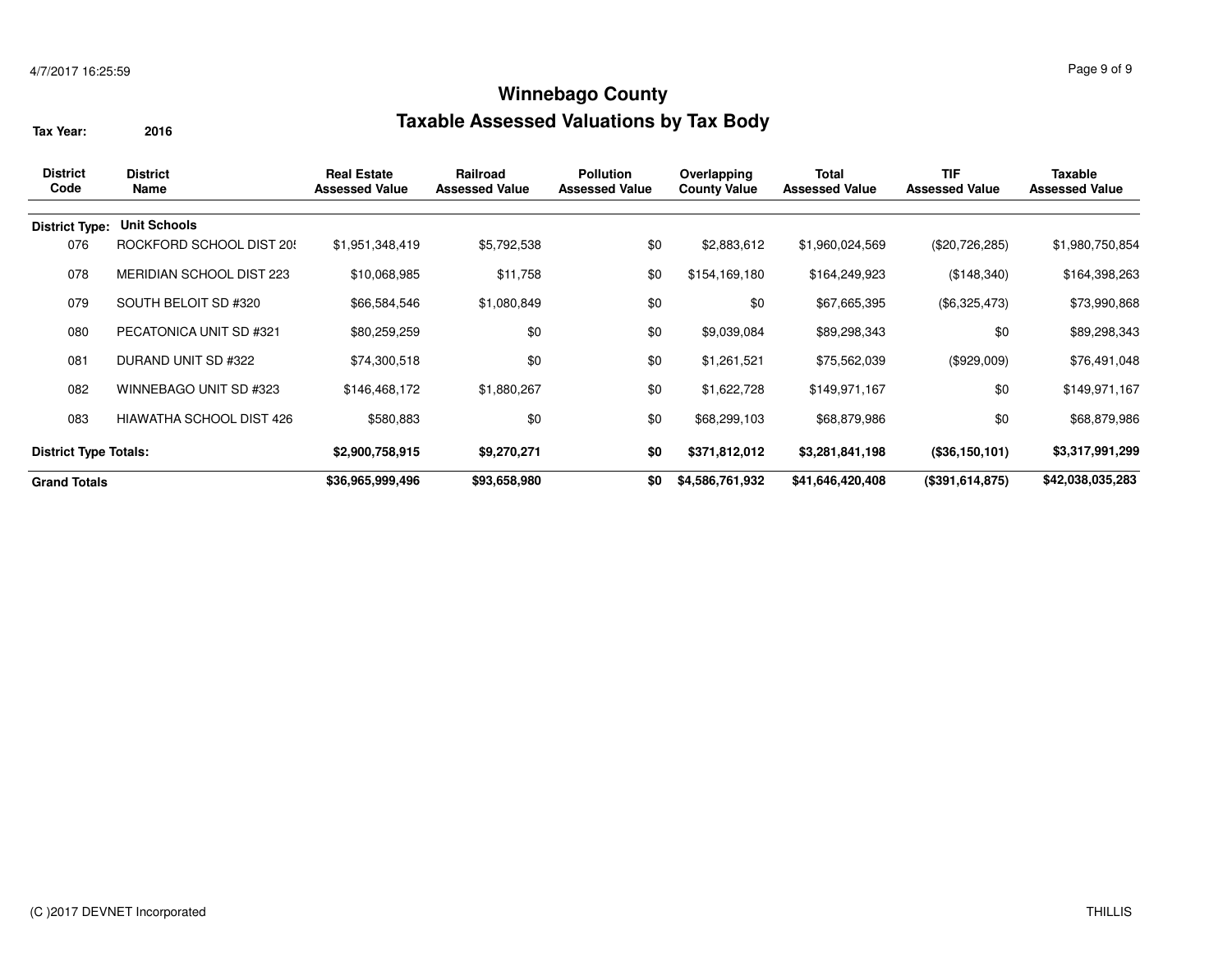# Winnebago County

## Taxable Assessed Valuations by Tax Body

**Tax Year:** 2016

| District Code | District Name | Real Estate Assessed Value | Railroad Assessed Value | Pollution Assessed Value | Overlapping County Value | Total Assessed Value | TIF Assessed Value | Taxable Assessed Value |
|---|---|---|---|---|---|---|---|---|
| **District Type:** | **Unit Schools** | | | | | | | |
| 076 | ROCKFORD SCHOOL DIST 20! | $1,951,348,419 | $5,792,538 | $0 | $2,883,612 | $1,960,024,569 | ($20,726,285) | $1,980,750,854 |
| 078 | MERIDIAN SCHOOL DIST 223 | $10,068,985 | $11,758 | $0 | $154,169,180 | $164,249,923 | ($148,340) | $164,398,263 |
| 079 | SOUTH BELOIT SD #320 | $66,584,546 | $1,080,849 | $0 | $0 | $67,665,395 | ($6,325,473) | $73,990,868 |
| 080 | PECATONICA UNIT SD #321 | $80,259,259 | $0 | $0 | $9,039,084 | $89,298,343 | $0 | $89,298,343 |
| 081 | DURAND UNIT SD #322 | $74,300,518 | $0 | $0 | $1,261,521 | $75,562,039 | ($929,009) | $76,491,048 |
| 082 | WINNEBAGO UNIT SD #323 | $146,468,172 | $1,880,267 | $0 | $1,622,728 | $149,971,167 | $0 | $149,971,167 |
| 083 | HIAWATHA SCHOOL DIST 426 | $580,883 | $0 | $0 | $68,299,103 | $68,879,986 | $0 | $68,879,986 |
| **District Type Totals:** | | **$2,900,758,915** | **$9,270,271** | **$0** | **$371,812,012** | **$3,281,841,198** | **($36,150,101)** | **$3,317,991,299** |
| **Grand Totals** | | **$36,965,999,496** | **$93,658,980** | **$0** | **$4,586,761,932** | **$41,646,420,408** | **($391,614,875)** | **$42,038,035,283** |

(C )2017 DEVNET Incorporated

THILLIS